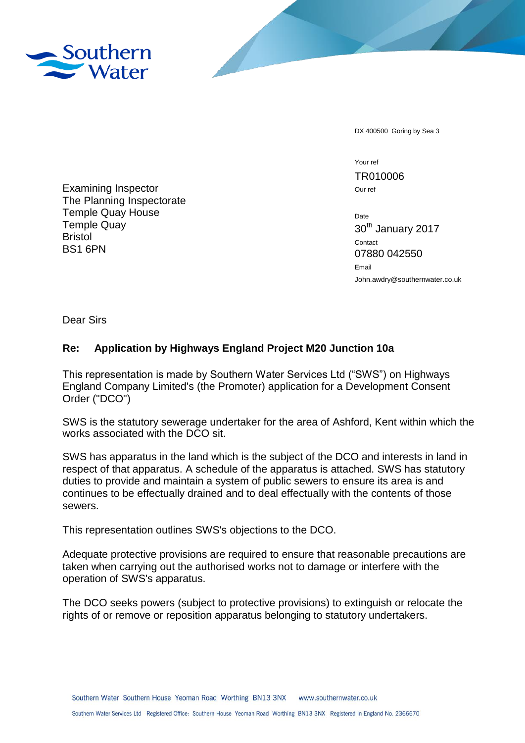Southern Water

DX 400500 Goring by Sea 3

Your ref
TR010006

Our ref

Date
30th January 2017

Contact
07880 042550

Email
John.awdry@southernwater.co.uk

Examining Inspector
The Planning Inspectorate
Temple Quay House
Temple Quay
Bristol
BS1 6PN

Dear Sirs

**Re: Application by Highways England Project M20 Junction 10a**

This representation is made by Southern Water Services Ltd ("SWS") on Highways England Company Limited's (the Promoter) application for a Development Consent Order ("DCO")

SWS is the statutory sewerage undertaker for the area of Ashford, Kent within which the works associated with the DCO sit.

SWS has apparatus in the land which is the subject of the DCO and interests in land in respect of that apparatus. A schedule of the apparatus is attached. SWS has statutory duties to provide and maintain a system of public sewers to ensure its area is and continues to be effectually drained and to deal effectually with the contents of those sewers.

This representation outlines SWS's objections to the DCO.

Adequate protective provisions are required to ensure that reasonable precautions are taken when carrying out the authorised works not to damage or interfere with the operation of SWS's apparatus.

The DCO seeks powers (subject to protective provisions) to extinguish or relocate the rights of or remove or reposition apparatus belonging to statutory undertakers.

Southern Water Southern House Yeoman Road Worthing BN13 3NX www.southernwater.co.uk

Southern Water Services Ltd Registered Office: Southern House Yeoman Road Worthing BN13 3NX Registered in England No. 2366670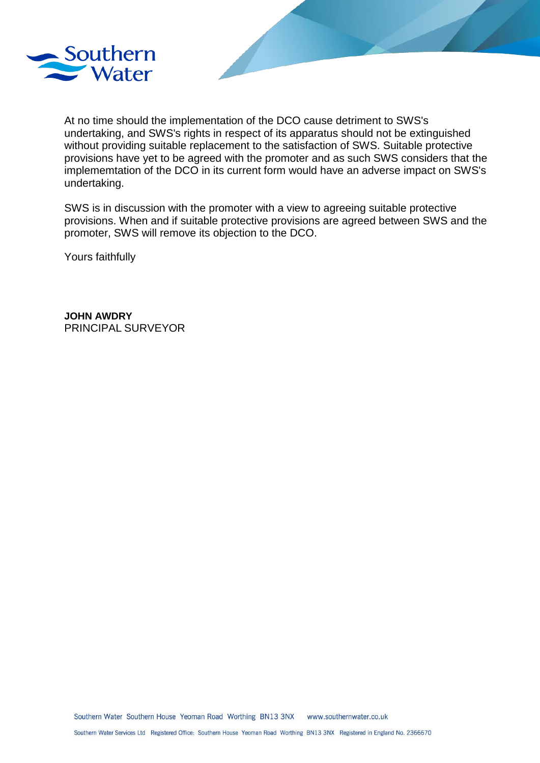At no time should the implementation of the DCO cause detriment to SWS's undertaking, and SWS's rights in respect of its apparatus should not be extinguished without providing suitable replacement to the satisfaction of SWS. Suitable protective provisions have yet to be agreed with the promoter and as such SWS considers that the implememtation of the DCO in its current form would have an adverse impact on SWS's undertaking.

SWS is in discussion with the promoter with a view to agreeing suitable protective provisions. When and if suitable protective provisions are agreed between SWS and the promoter, SWS will remove its objection to the DCO.

Yours faithfully

**JOHN AWDRY**
PRINCIPAL SURVEYOR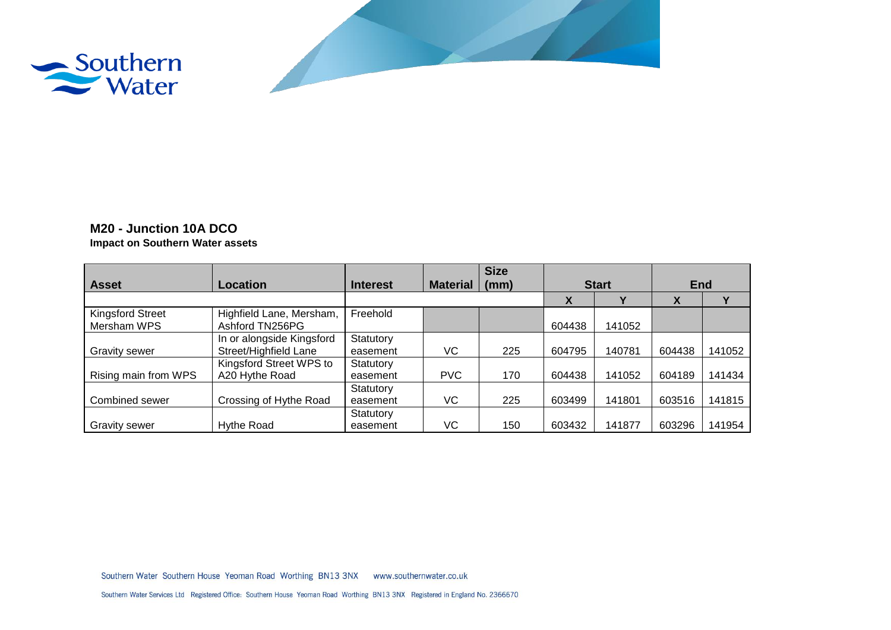**M20 - Junction 10A DCO**

**Impact on Southern Water assets**

| Asset | Location | Interest | Material | Size (mm) | Start | | End | |
|---|---|---|---|---|---|---|---|---|
| | | | | | X | Y | X | Y |
| Kingsford Street Mersham WPS | Highfield Lane, Mersham, Ashford TN256PG | Freehold | | | 604438 | 141052 | | |
| Gravity sewer | In or alongside Kingsford Street/Highfield Lane | Statutory easement | VC | 225 | 604795 | 140781 | 604438 | 141052 |
| Rising main from WPS | Kingsford Street WPS to A20 Hythe Road | Statutory easement | PVC | 170 | 604438 | 141052 | 604189 | 141434 |
| Combined sewer | Crossing of Hythe Road | Statutory easement | VC | 225 | 603499 | 141801 | 603516 | 141815 |
| Gravity sewer | Hythe Road | Statutory easement | VC | 150 | 603432 | 141877 | 603296 | 141954 |